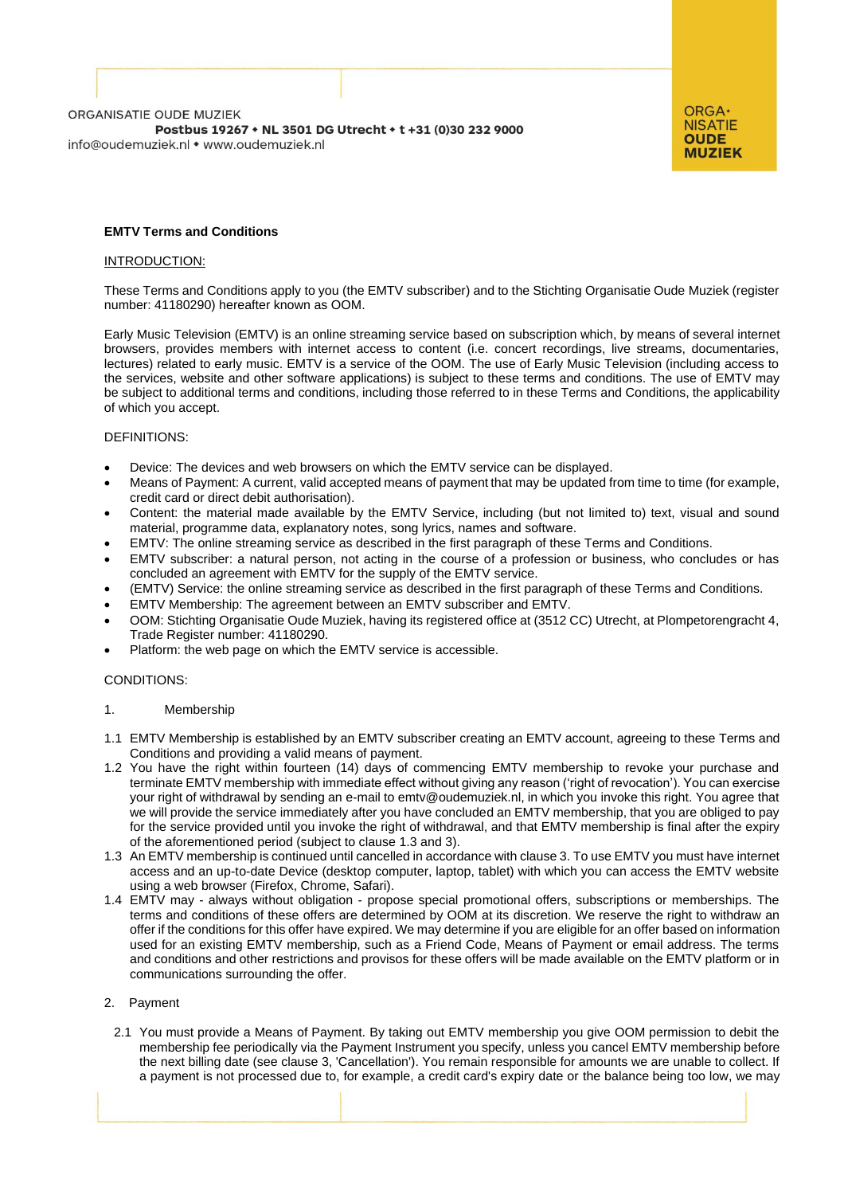ORGANISATIE OUDE MUZIEK
**Postbus 19267 • NL 3501 DG Utrecht • t +31 (0)30 232 9000**
info@oudemuziek.nl • www.oudemuziek.nl

ORGANISATIE OUDE MUZIEK

**EMTV Terms and Conditions**

INTRODUCTION:

These Terms and Conditions apply to you (the EMTV subscriber) and to the Stichting Organisatie Oude Muziek (register number: 41180290) hereafter known as OOM.

Early Music Television (EMTV) is an online streaming service based on subscription which, by means of several internet browsers, provides members with internet access to content (i.e. concert recordings, live streams, documentaries, lectures) related to early music. EMTV is a service of the OOM. The use of Early Music Television (including access to the services, website and other software applications) is subject to these terms and conditions. The use of EMTV may be subject to additional terms and conditions, including those referred to in these Terms and Conditions, the applicability of which you accept.

DEFINITIONS:

- Device: The devices and web browsers on which the EMTV service can be displayed.
- Means of Payment: A current, valid accepted means of payment that may be updated from time to time (for example, credit card or direct debit authorisation).
- Content: the material made available by the EMTV Service, including (but not limited to) text, visual and sound material, programme data, explanatory notes, song lyrics, names and software.
- EMTV: The online streaming service as described in the first paragraph of these Terms and Conditions.
- EMTV subscriber: a natural person, not acting in the course of a profession or business, who concludes or has concluded an agreement with EMTV for the supply of the EMTV service.
- (EMTV) Service: the online streaming service as described in the first paragraph of these Terms and Conditions.
- EMTV Membership: The agreement between an EMTV subscriber and EMTV.
- OOM: Stichting Organisatie Oude Muziek, having its registered office at (3512 CC) Utrecht, at Plompetorengracht 4, Trade Register number: 41180290.
- Platform: the web page on which the EMTV service is accessible.

CONDITIONS:

1. Membership

1.1 EMTV Membership is established by an EMTV subscriber creating an EMTV account, agreeing to these Terms and Conditions and providing a valid means of payment.

1.2 You have the right within fourteen (14) days of commencing EMTV membership to revoke your purchase and terminate EMTV membership with immediate effect without giving any reason ('right of revocation'). You can exercise your right of withdrawal by sending an e-mail to emtv@oudemuziek.nl, in which you invoke this right. You agree that we will provide the service immediately after you have concluded an EMTV membership, that you are obliged to pay for the service provided until you invoke the right of withdrawal, and that EMTV membership is final after the expiry of the aforementioned period (subject to clause 1.3 and 3).

1.3 An EMTV membership is continued until cancelled in accordance with clause 3. To use EMTV you must have internet access and an up-to-date Device (desktop computer, laptop, tablet) with which you can access the EMTV website using a web browser (Firefox, Chrome, Safari).

1.4 EMTV may - always without obligation - propose special promotional offers, subscriptions or memberships. The terms and conditions of these offers are determined by OOM at its discretion. We reserve the right to withdraw an offer if the conditions for this offer have expired. We may determine if you are eligible for an offer based on information used for an existing EMTV membership, such as a Friend Code, Means of Payment or email address. The terms and conditions and other restrictions and provisos for these offers will be made available on the EMTV platform or in communications surrounding the offer.

2. Payment

2.1 You must provide a Means of Payment. By taking out EMTV membership you give OOM permission to debit the membership fee periodically via the Payment Instrument you specify, unless you cancel EMTV membership before the next billing date (see clause 3, 'Cancellation'). You remain responsible for amounts we are unable to collect. If a payment is not processed due to, for example, a credit card's expiry date or the balance being too low, we may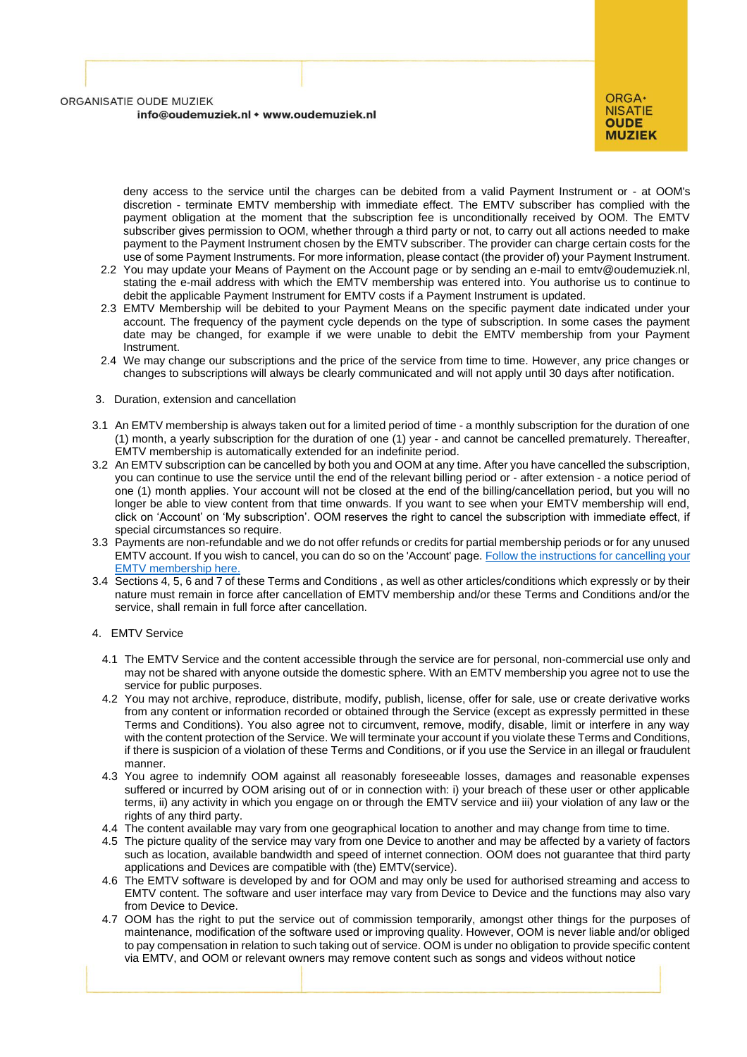deny access to the service until the charges can be debited from a valid Payment Instrument or - at OOM's discretion - terminate EMTV membership with immediate effect. The EMTV subscriber has complied with the payment obligation at the moment that the subscription fee is unconditionally received by OOM. The EMTV subscriber gives permission to OOM, whether through a third party or not, to carry out all actions needed to make payment to the Payment Instrument chosen by the EMTV subscriber. The provider can charge certain costs for the use of some Payment Instruments. For more information, please contact (the provider of) your Payment Instrument.

2.2 You may update your Means of Payment on the Account page or by sending an e-mail to emtv@oudemuziek.nl, stating the e-mail address with which the EMTV membership was entered into. You authorise us to continue to debit the applicable Payment Instrument for EMTV costs if a Payment Instrument is updated.

2.3 EMTV Membership will be debited to your Payment Means on the specific payment date indicated under your account. The frequency of the payment cycle depends on the type of subscription. In some cases the payment date may be changed, for example if we were unable to debit the EMTV membership from your Payment Instrument.

2.4 We may change our subscriptions and the price of the service from time to time. However, any price changes or changes to subscriptions will always be clearly communicated and will not apply until 30 days after notification.

3. Duration, extension and cancellation

3.1 An EMTV membership is always taken out for a limited period of time - a monthly subscription for the duration of one (1) month, a yearly subscription for the duration of one (1) year - and cannot be cancelled prematurely. Thereafter, EMTV membership is automatically extended for an indefinite period.

3.2 An EMTV subscription can be cancelled by both you and OOM at any time. After you have cancelled the subscription, you can continue to use the service until the end of the relevant billing period or - after extension - a notice period of one (1) month applies. Your account will not be closed at the end of the billing/cancellation period, but you will no longer be able to view content from that time onwards. If you want to see when your EMTV membership will end, click on 'Account' on 'My subscription'. OOM reserves the right to cancel the subscription with immediate effect, if special circumstances so require.

3.3 Payments are non-refundable and we do not offer refunds or credits for partial membership periods or for any unused EMTV account. If you wish to cancel, you can do so on the 'Account' page. Follow the instructions for cancelling your EMTV membership here.

3.4 Sections 4, 5, 6 and 7 of these Terms and Conditions , as well as other articles/conditions which expressly or by their nature must remain in force after cancellation of EMTV membership and/or these Terms and Conditions and/or the service, shall remain in full force after cancellation.

4. EMTV Service

4.1 The EMTV Service and the content accessible through the service are for personal, non-commercial use only and may not be shared with anyone outside the domestic sphere. With an EMTV membership you agree not to use the service for public purposes.

4.2 You may not archive, reproduce, distribute, modify, publish, license, offer for sale, use or create derivative works from any content or information recorded or obtained through the Service (except as expressly permitted in these Terms and Conditions). You also agree not to circumvent, remove, modify, disable, limit or interfere in any way with the content protection of the Service. We will terminate your account if you violate these Terms and Conditions, if there is suspicion of a violation of these Terms and Conditions, or if you use the Service in an illegal or fraudulent manner.

4.3 You agree to indemnify OOM against all reasonably foreseeable losses, damages and reasonable expenses suffered or incurred by OOM arising out of or in connection with: i) your breach of these user or other applicable terms, ii) any activity in which you engage on or through the EMTV service and iii) your violation of any law or the rights of any third party.

4.4 The content available may vary from one geographical location to another and may change from time to time.

4.5 The picture quality of the service may vary from one Device to another and may be affected by a variety of factors such as location, available bandwidth and speed of internet connection. OOM does not guarantee that third party applications and Devices are compatible with (the) EMTV(service).

4.6 The EMTV software is developed by and for OOM and may only be used for authorised streaming and access to EMTV content. The software and user interface may vary from Device to Device and the functions may also vary from Device to Device.

4.7 OOM has the right to put the service out of commission temporarily, amongst other things for the purposes of maintenance, modification of the software used or improving quality. However, OOM is never liable and/or obliged to pay compensation in relation to such taking out of service. OOM is under no obligation to provide specific content via EMTV, and OOM or relevant owners may remove content such as songs and videos without notice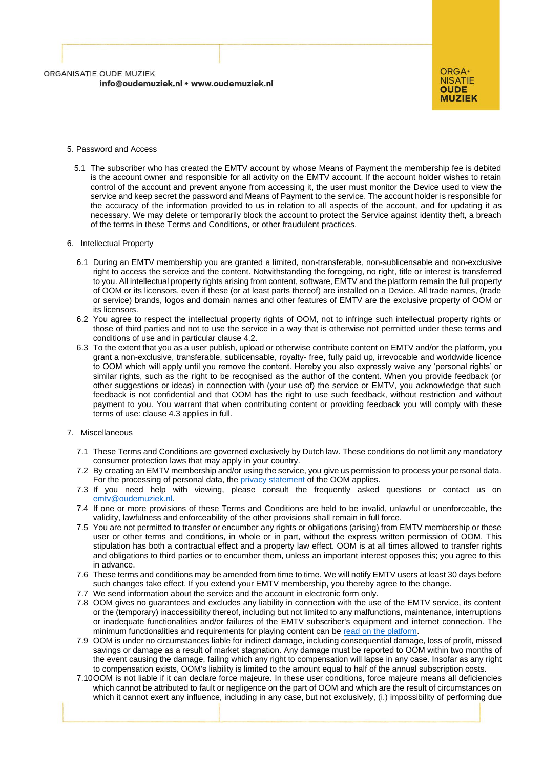5. Password and Access

5.1 The subscriber who has created the EMTV account by whose Means of Payment the membership fee is debited is the account owner and responsible for all activity on the EMTV account. If the account holder wishes to retain control of the account and prevent anyone from accessing it, the user must monitor the Device used to view the service and keep secret the password and Means of Payment to the service. The account holder is responsible for the accuracy of the information provided to us in relation to all aspects of the account, and for updating it as necessary. We may delete or temporarily block the account to protect the Service against identity theft, a breach of the terms in these Terms and Conditions, or other fraudulent practices.

6. Intellectual Property

6.1 During an EMTV membership you are granted a limited, non-transferable, non-sublicensable and non-exclusive right to access the service and the content. Notwithstanding the foregoing, no right, title or interest is transferred to you. All intellectual property rights arising from content, software, EMTV and the platform remain the full property of OOM or its licensors, even if these (or at least parts thereof) are installed on a Device. All trade names, (trade or service) brands, logos and domain names and other features of EMTV are the exclusive property of OOM or its licensors.

6.2 You agree to respect the intellectual property rights of OOM, not to infringe such intellectual property rights or those of third parties and not to use the service in a way that is otherwise not permitted under these terms and conditions of use and in particular clause 4.2.

6.3 To the extent that you as a user publish, upload or otherwise contribute content on EMTV and/or the platform, you grant a non-exclusive, transferable, sublicensable, royalty- free, fully paid up, irrevocable and worldwide licence to OOM which will apply until you remove the content. Hereby you also expressly waive any 'personal rights' or similar rights, such as the right to be recognised as the author of the content. When you provide feedback (or other suggestions or ideas) in connection with (your use of) the service or EMTV, you acknowledge that such feedback is not confidential and that OOM has the right to use such feedback, without restriction and without payment to you. You warrant that when contributing content or providing feedback you will comply with these terms of use: clause 4.3 applies in full.

7. Miscellaneous

7.1 These Terms and Conditions are governed exclusively by Dutch law. These conditions do not limit any mandatory consumer protection laws that may apply in your country.

7.2 By creating an EMTV membership and/or using the service, you give us permission to process your personal data. For the processing of personal data, the privacy statement of the OOM applies.

7.3 If you need help with viewing, please consult the frequently asked questions or contact us on emtv@oudemuziek.nl.

7.4 If one or more provisions of these Terms and Conditions are held to be invalid, unlawful or unenforceable, the validity, lawfulness and enforceability of the other provisions shall remain in full force.

7.5 You are not permitted to transfer or encumber any rights or obligations (arising) from EMTV membership or these user or other terms and conditions, in whole or in part, without the express written permission of OOM. This stipulation has both a contractual effect and a property law effect. OOM is at all times allowed to transfer rights and obligations to third parties or to encumber them, unless an important interest opposes this; you agree to this in advance.

7.6 These terms and conditions may be amended from time to time. We will notify EMTV users at least 30 days before such changes take effect. If you extend your EMTV membership, you thereby agree to the change.

7.7 We send information about the service and the account in electronic form only.

7.8 OOM gives no guarantees and excludes any liability in connection with the use of the EMTV service, its content or the (temporary) inaccessibility thereof, including but not limited to any malfunctions, maintenance, interruptions or inadequate functionalities and/or failures of the EMTV subscriber's equipment and internet connection. The minimum functionalities and requirements for playing content can be read on the platform.

7.9 OOM is under no circumstances liable for indirect damage, including consequential damage, loss of profit, missed savings or damage as a result of market stagnation. Any damage must be reported to OOM within two months of the event causing the damage, failing which any right to compensation will lapse in any case. Insofar as any right to compensation exists, OOM's liability is limited to the amount equal to half of the annual subscription costs.

7.10 OOM is not liable if it can declare force majeure. In these user conditions, force majeure means all deficiencies which cannot be attributed to fault or negligence on the part of OOM and which are the result of circumstances on which it cannot exert any influence, including in any case, but not exclusively, (i.) impossibility of performing due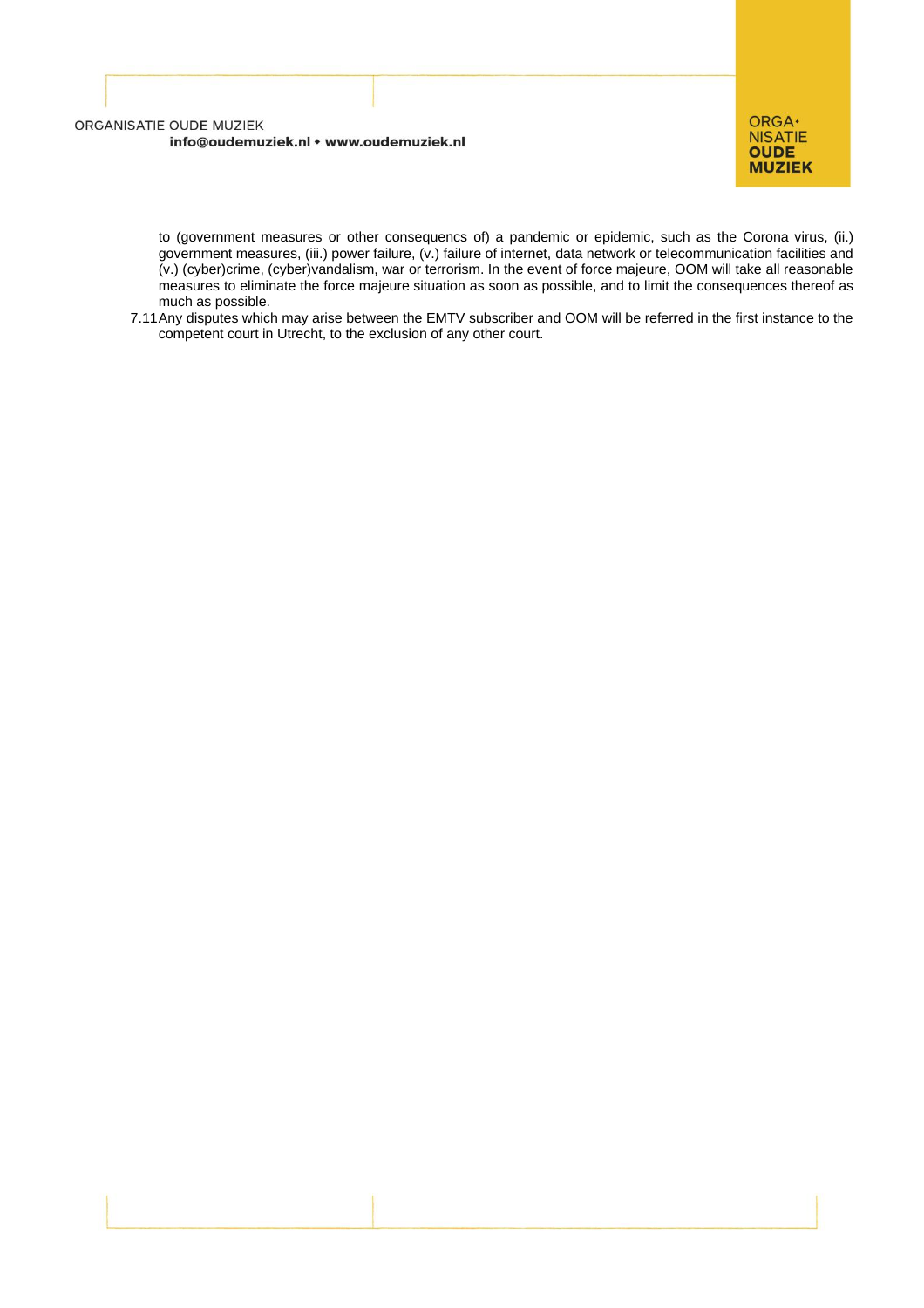to (government measures or other consequencs of) a pandemic or epidemic, such as the Corona virus, (ii.) government measures, (iii.) power failure, (v.) failure of internet, data network or telecommunication facilities and (v.) (cyber)crime, (cyber)vandalism, war or terrorism. In the event of force majeure, OOM will take all reasonable measures to eliminate the force majeure situation as soon as possible, and to limit the consequences thereof as much as possible.

7.11 Any disputes which may arise between the EMTV subscriber and OOM will be referred in the first instance to the competent court in Utrecht, to the exclusion of any other court.